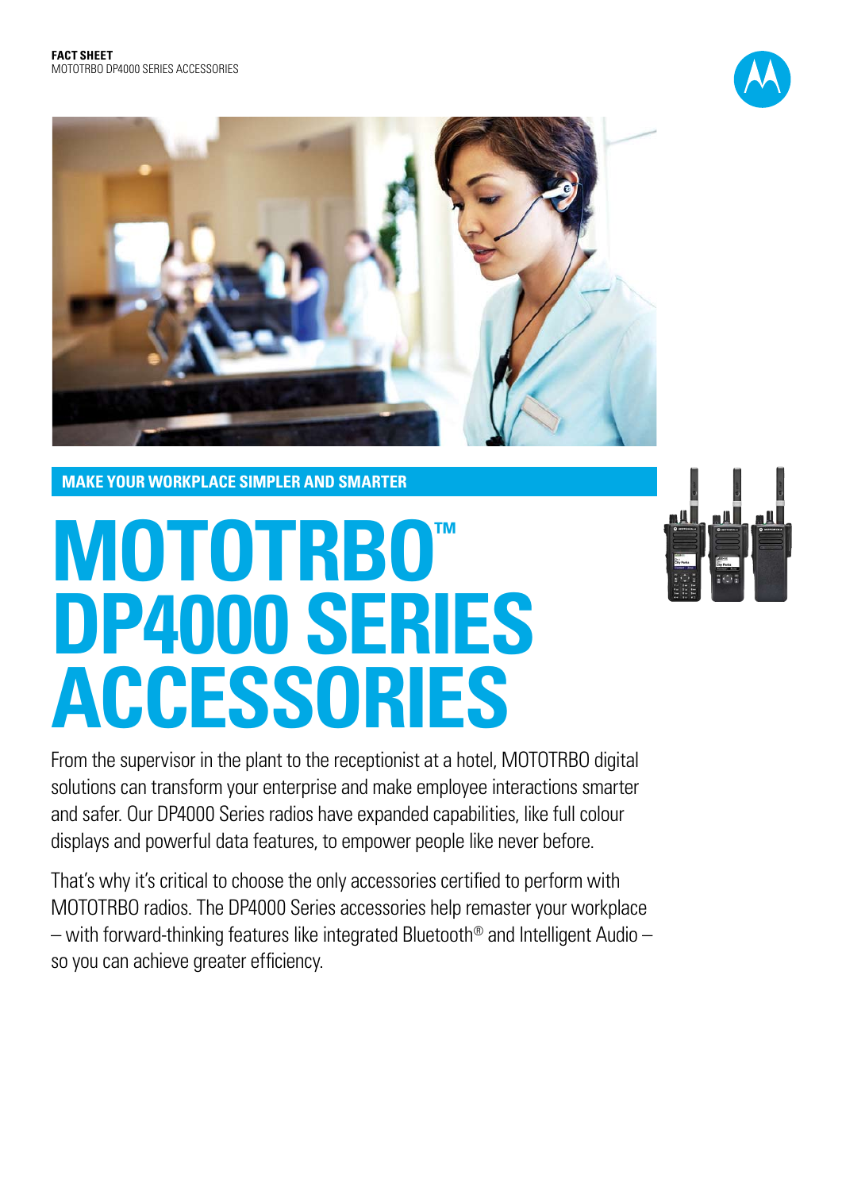**FACT SHEET**
MOTOTRBO DP4000 SERIES ACCESSORIES

**MAKE YOUR WORKPLACE SIMPLER AND SMARTER**

# MOTOTRBO™ DP4000 SERIES ACCESSORIES

From the supervisor in the plant to the receptionist at a hotel, MOTOTRBO digital solutions can transform your enterprise and make employee interactions smarter and safer. Our DP4000 Series radios have expanded capabilities, like full colour displays and powerful data features, to empower people like never before.

That's why it's critical to choose the only accessories certified to perform with MOTOTRBO radios. The DP4000 Series accessories help remaster your workplace – with forward-thinking features like integrated Bluetooth® and Intelligent Audio – so you can achieve greater efficiency.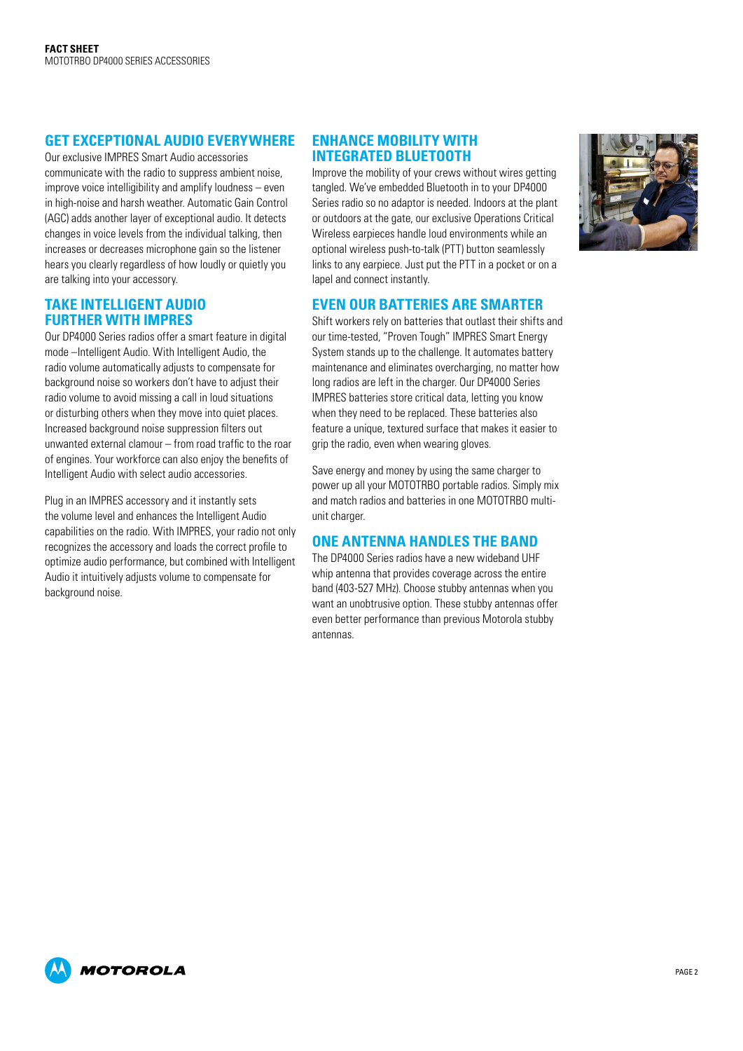## GET EXCEPTIONAL AUDIO EVERYWHERE

Our exclusive IMPRES Smart Audio accessories communicate with the radio to suppress ambient noise, improve voice intelligibility and amplify loudness – even in high-noise and harsh weather. Automatic Gain Control (AGC) adds another layer of exceptional audio. It detects changes in voice levels from the individual talking, then increases or decreases microphone gain so the listener hears you clearly regardless of how loudly or quietly you are talking into your accessory.

## TAKE INTELLIGENT AUDIO FURTHER WITH IMPRES

Our DP4000 Series radios offer a smart feature in digital mode –Intelligent Audio. With Intelligent Audio, the radio volume automatically adjusts to compensate for background noise so workers don't have to adjust their radio volume to avoid missing a call in loud situations or disturbing others when they move into quiet places. Increased background noise suppression filters out unwanted external clamour – from road traffic to the roar of engines. Your workforce can also enjoy the benefits of Intelligent Audio with select audio accessories.

Plug in an IMPRES accessory and it instantly sets the volume level and enhances the Intelligent Audio capabilities on the radio. With IMPRES, your radio not only recognizes the accessory and loads the correct profile to optimize audio performance, but combined with Intelligent Audio it intuitively adjusts volume to compensate for background noise.

## ENHANCE MOBILITY WITH INTEGRATED BLUETOOTH

Improve the mobility of your crews without wires getting tangled. We've embedded Bluetooth in to your DP4000 Series radio so no adaptor is needed. Indoors at the plant or outdoors at the gate, our exclusive Operations Critical Wireless earpieces handle loud environments while an optional wireless push-to-talk (PTT) button seamlessly links to any earpiece. Just put the PTT in a pocket or on a lapel and connect instantly.

## EVEN OUR BATTERIES ARE SMARTER

Shift workers rely on batteries that outlast their shifts and our time-tested, "Proven Tough" IMPRES Smart Energy System stands up to the challenge. It automates battery maintenance and eliminates overcharging, no matter how long radios are left in the charger. Our DP4000 Series IMPRES batteries store critical data, letting you know when they need to be replaced. These batteries also feature a unique, textured surface that makes it easier to grip the radio, even when wearing gloves.

Save energy and money by using the same charger to power up all your MOTOTRBO portable radios. Simply mix and match radios and batteries in one MOTOTRBO multi-unit charger.

## ONE ANTENNA HANDLES THE BAND

The DP4000 Series radios have a new wideband UHF whip antenna that provides coverage across the entire band (403-527 MHz). Choose stubby antennas when you want an unobtrusive option. These stubby antennas offer even better performance than previous Motorola stubby antennas.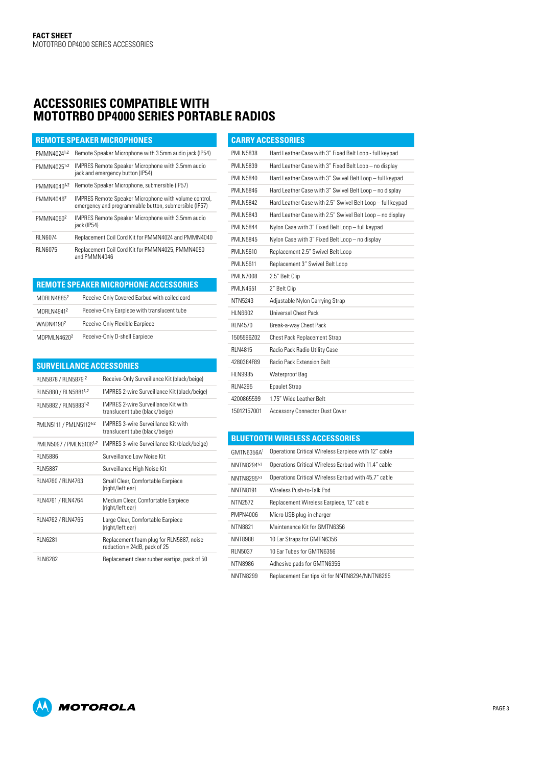**FACT SHEET**
MOTOTRBO DP4000 SERIES ACCESSORIES

# ACCESSORIES COMPATIBLE WITH MOTOTRBO DP4000 SERIES PORTABLE RADIOS

## REMOTE SPEAKER MICROPHONES

| | |
|---|---|
| PMMN4024[1,2] | Remote Speaker Microphone with 3.5mm audio jack (IP54) |
| PMMN4025[1,2] | IMPRES Remote Speaker Microphone with 3.5mm audio jack and emergency button (IP54) |
| PMMN4040[1,2] | Remote Speaker Microphone, submersible (IP57) |
| PMMN4046[2] | IMPRES Remote Speaker Microphone with volume control, emergency and programmable button, submersible (IP57) |
| PMMN4050[2] | IMPRES Remote Speaker Microphone with 3.5mm audio jack (IP54) |
| RLN6074 | Replacement Coil Cord Kit for PMMN4024 and PMMN4040 |
| RLN6075 | Replacement Coil Cord Kit for PMMN4025, PMMN4050 and PMMN4046 |

## REMOTE SPEAKER MICROPHONE ACCESSORIES

| | |
|---|---|
| MDRLN4885[2] | Receive-Only Covered Earbud with coiled cord |
| MDRLN4941[2] | Receive-Only Earpiece with translucent tube |
| WADN4190[2] | Receive-Only Flexible Earpiece |
| MDPMLN4620[2] | Receive-Only D-shell Earpiece |

## SURVEILLANCE ACCESSORIES

| | |
|---|---|
| RLN5878 / RLN5879[2] | Receive-Only Surveillance Kit (black/beige) |
| RLN5880 / RLN5881[1,2] | IMPRES 2-wire Surveillance Kit (black/beige) |
| RLN5882 / RLN5883[1,2] | IMPRES 2-wire Surveillance Kit with translucent tube (black/beige) |
| PMLN5111 / PMLN5112[1,2] | IMPRES 3-wire Surveillance Kit with translucent tube (black/beige) |
| PMLN5097 / PMLN5106[1,2] | IMPRES 3-wire Surveillance Kit (black/beige) |
| RLN5886 | Surveillance Low Noise Kit |
| RLN5887 | Surveillance High Noise Kit |
| RLN4760 / RLN4763 | Small Clear, Comfortable Earpiece (right/left ear) |
| RLN4761 / RLN4764 | Medium Clear, Comfortable Earpiece (right/left ear) |
| RLN4762 / RLN4765 | Large Clear, Comfortable Earpiece (right/left ear) |
| RLN6281 | Replacement foam plug for RLN5887, noise reduction = 24dB, pack of 25 |
| RLN6282 | Replacement clear rubber eartips, pack of 50 |

## CARRY ACCESSORIES

| | |
|---|---|
| PMLN5838 | Hard Leather Case with 3" Fixed Belt Loop - full keypad |
| PMLN5839 | Hard Leather Case with 3" Fixed Belt Loop – no display |
| PMLN5840 | Hard Leather Case with 3" Swivel Belt Loop – full keypad |
| PMLN5846 | Hard Leather Case with 3" Swivel Belt Loop – no display |
| PMLN5842 | Hard Leather Case with 2.5" Swivel Belt Loop – full keypad |
| PMLN5843 | Hard Leather Case with 2.5" Swivel Belt Loop – no display |
| PMLN5844 | Nylon Case with 3" Fixed Belt Loop – full keypad |
| PMLN5845 | Nylon Case with 3" Fixed Belt Loop – no display |
| PMLN5610 | Replacement 2.5" Swivel Belt Loop |
| PMLN5611 | Replacement 3" Swivel Belt Loop |
| PMLN7008 | 2.5" Belt Clip |
| PMLN4651 | 2" Belt Clip |
| NTN5243 | Adjustable Nylon Carrying Strap |
| HLN6602 | Universal Chest Pack |
| RLN4570 | Break-a-way Chest Pack |
| 1505596Z02 | Chest Pack Replacement Strap |
| RLN4815 | Radio Pack Radio Utility Case |
| 4280384F89 | Radio Pack Extension Belt |
| HLN9985 | Waterproof Bag |
| RLN4295 | Epaulet Strap |
| 4200865599 | 1.75" Wide Leather Belt |
| 15012157001 | Accessory Connector Dust Cover |

## BLUETOOTH WIRELESS ACCESSORIES

| | |
|---|---|
| GMTN6356A[1] | Operations Critical Wireless Earpiece with 12" cable |
| NNTN8294[1,3] | Operations Critical Wireless Earbud with 11.4" cable |
| NNTN8295[1,3] | Operations Critical Wireless Earbud with 45.7" cable |
| NNTN8191 | Wireless Push-to-Talk Pod |
| NTN2572 | Replacement Wireless Earpiece, 12" cable |
| PMPN4006 | Micro USB plug-in charger |
| NTN8821 | Maintenance Kit for GMTN6356 |
| NNT8988 | 10 Ear Straps for GMTN6356 |
| RLN5037 | 10 Ear Tubes for GMTN6356 |
| NTN8986 | Adhesive pads for GMTN6356 |
| NNTN8299 | Replacement Ear tips kit for NNTN8294/NNTN8295 |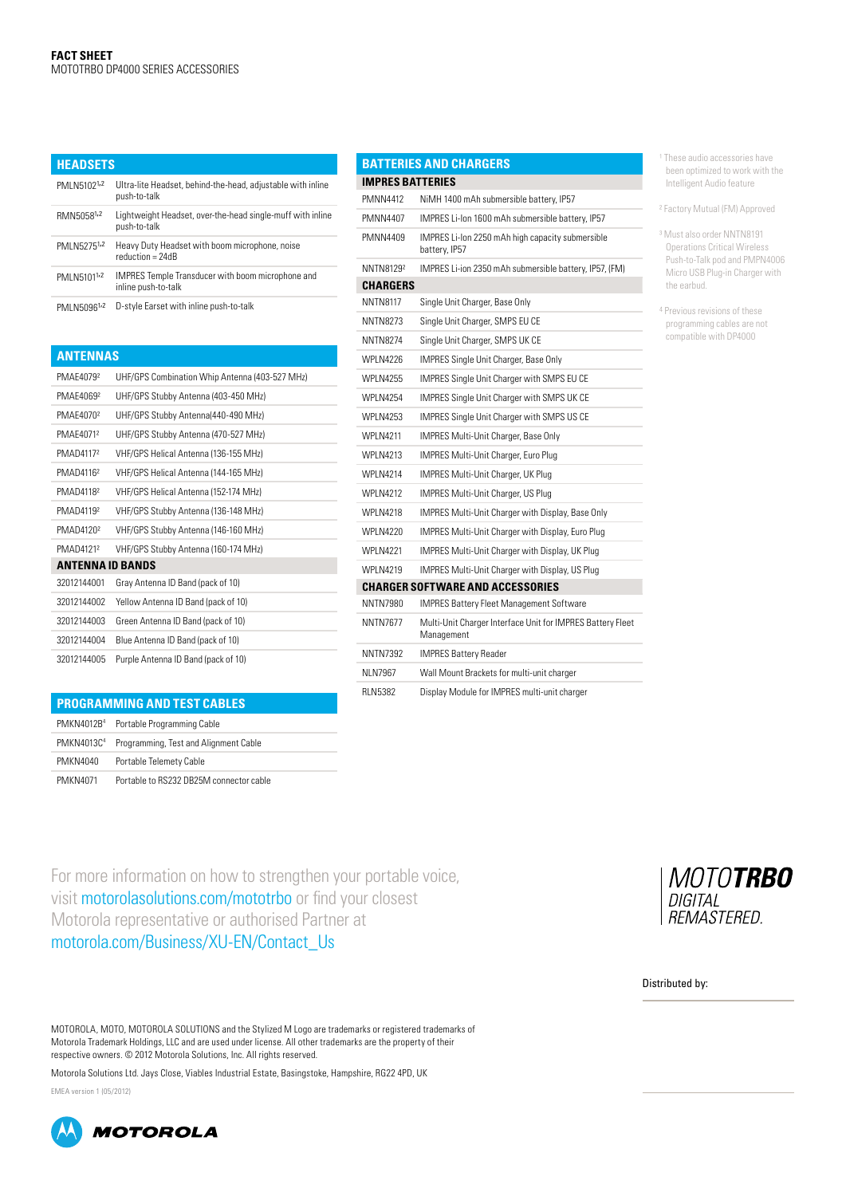**FACT SHEET**
MOTOTRBO DP4000 SERIES ACCESSORIES

## HEADSETS

| | |
|---|---|
| PMLN5102[1,2] | Ultra-lite Headset, behind-the-head, adjustable with inline push-to-talk |
| RMN5058[1,2] | Lightweight Headset, over-the-head single-muff with inline push-to-talk |
| PMLN5275[1,2] | Heavy Duty Headset with boom microphone, noise reduction = 24dB |
| PMLN5101[1,2] | IMPRES Temple Transducer with boom microphone and inline push-to-talk |
| PMLN5096[1,2] | D-style Earset with inline push-to-talk |

## ANTENNAS

| | |
|---|---|
| PMAE4079[2] | UHF/GPS Combination Whip Antenna (403-527 MHz) |
| PMAE4069[2] | UHF/GPS Stubby Antenna (403-450 MHz) |
| PMAE4070[2] | UHF/GPS Stubby Antenna(440-490 MHz) |
| PMAE4071[2] | UHF/GPS Stubby Antenna (470-527 MHz) |
| PMAD4117[2] | VHF/GPS Helical Antenna (136-155 MHz) |
| PMAD4116[2] | VHF/GPS Helical Antenna (144-165 MHz) |
| PMAD4118[2] | VHF/GPS Helical Antenna (152-174 MHz) |
| PMAD4119[2] | VHF/GPS Stubby Antenna (136-148 MHz) |
| PMAD4120[2] | VHF/GPS Stubby Antenna (146-160 MHz) |
| PMAD4121[2] | VHF/GPS Stubby Antenna (160-174 MHz) |
| **ANTENNA ID BANDS** | |
| 32012144001 | Gray Antenna ID Band (pack of 10) |
| 32012144002 | Yellow Antenna ID Band (pack of 10) |
| 32012144003 | Green Antenna ID Band (pack of 10) |
| 32012144004 | Blue Antenna ID Band (pack of 10) |
| 32012144005 | Purple Antenna ID Band (pack of 10) |

## PROGRAMMING AND TEST CABLES

| | |
|---|---|
| PMKN4012B[4] | Portable Programming Cable |
| PMKN4013C[4] | Programming, Test and Alignment Cable |
| PMKN4040 | Portable Telemety Cable |
| PMKN4071 | Portable to RS232 DB25M connector cable |

## BATTERIES AND CHARGERS

| | |
|---|---|
| **IMPRES BATTERIES** | |
| PMNN4412 | NiMH 1400 mAh submersible battery, IP57 |
| PMNN4407 | IMPRES Li-Ion 1600 mAh submersible battery, IP57 |
| PMNN4409 | IMPRES Li-ion 2250 mAh high capacity submersible battery, IP57 |
| NNTN8129[2] | IMPRES Li-ion 2350 mAh submersible battery, IP57, (FM) |
| **CHARGERS** | |
| NNTN8117 | Single Unit Charger, Base Only |
| NNTN8273 | Single Unit Charger, SMPS EU CE |
| NNTN8274 | Single Unit Charger, SMPS UK CE |
| WPLN4226 | IMPRES Single Unit Charger, Base Only |
| WPLN4255 | IMPRES Single Unit Charger with SMPS EU CE |
| WPLN4254 | IMPRES Single Unit Charger with SMPS UK CE |
| WPLN4253 | IMPRES Single Unit Charger with SMPS US CE |
| WPLN4211 | IMPRES Multi-Unit Charger, Base Only |
| WPLN4213 | IMPRES Multi-Unit Charger, Euro Plug |
| WPLN4214 | IMPRES Multi-Unit Charger, UK Plug |
| WPLN4212 | IMPRES Multi-Unit Charger, US Plug |
| WPLN4218 | IMPRES Multi-Unit Charger with Display, Base Only |
| WPLN4220 | IMPRES Multi-Unit Charger with Display, Euro Plug |
| WPLN4221 | IMPRES Multi-Unit Charger with Display, UK Plug |
| WPLN4219 | IMPRES Multi-Unit Charger with Display, US Plug |
| **CHARGER SOFTWARE AND ACCESSORIES** | |
| NNTN7980 | IMPRES Battery Fleet Management Software |
| NNTN7677 | Multi-Unit Charger Interface Unit for IMPRES Battery Fleet Management |
| NNTN7392 | IMPRES Battery Reader |
| NLN7967 | Wall Mount Brackets for multi-unit charger |
| RLN5382 | Display Module for IMPRES multi-unit charger |

[1] These audio accessories have been optimized to work with the Intelligent Audio feature

[2] Factory Mutual (FM) Approved

[3] Must also order NNTN8191 Operations Critical Wireless Push-to-Talk pod and PMPN4006 Micro USB Plug-in Charger with the earbud.

[4] Previous revisions of these programming cables are not compatible with DP4000

For more information on how to strengthen your portable voice, visit motorolasolutions.com/mototrbo or find your closest Motorola representative or authorised Partner at motorola.com/Business/XU-EN/Contact_Us

MOTO**TRBO**
DIGITAL
REMASTERED.

Distributed by:

MOTOROLA, MOTO, MOTOROLA SOLUTIONS and the Stylized M Logo are trademarks or registered trademarks of Motorola Trademark Holdings, LLC and are used under license. All other trademarks are the property of their respective owners. © 2012 Motorola Solutions, Inc. All rights reserved.

Motorola Solutions Ltd. Jays Close, Viables Industrial Estate, Basingstoke, Hampshire, RG22 4PD, UK

EMEA version 1 (05/2012)

MOTOROLA